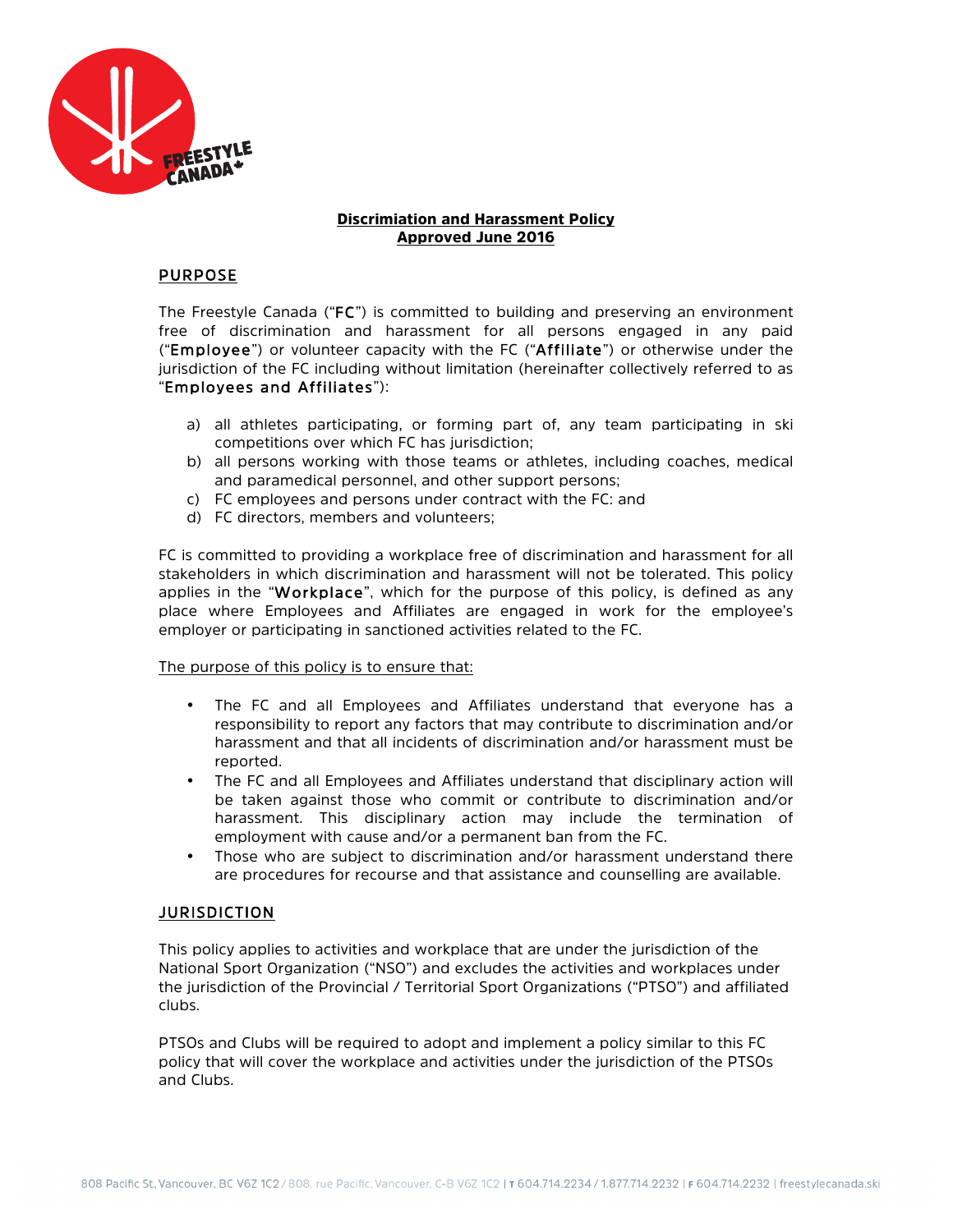# Discrimiation and Harassment Policy
## Approved June 2016

## PURPOSE

The Freestyle Canada ("**FC**") is committed to building and preserving an environment free of discrimination and harassment for all persons engaged in any paid ("**Employee**") or volunteer capacity with the FC ("**Affiliate**") or otherwise under the jurisdiction of the FC including without limitation (hereinafter collectively referred to as "**Employees and Affiliates**"):

a) all athletes participating, or forming part of, any team participating in ski competitions over which FC has jurisdiction;
b) all persons working with those teams or athletes, including coaches, medical and paramedical personnel, and other support persons;
c) FC employees and persons under contract with the FC: and
d) FC directors, members and volunteers;

FC is committed to providing a workplace free of discrimination and harassment for all stakeholders in which discrimination and harassment will not be tolerated. This policy applies in the "**Workplace**", which for the purpose of this policy, is defined as any place where Employees and Affiliates are engaged in work for the employee's employer or participating in sanctioned activities related to the FC.

The purpose of this policy is to ensure that:

- The FC and all Employees and Affiliates understand that everyone has a responsibility to report any factors that may contribute to discrimination and/or harassment and that all incidents of discrimination and/or harassment must be reported.
- The FC and all Employees and Affiliates understand that disciplinary action will be taken against those who commit or contribute to discrimination and/or harassment. This disciplinary action may include the termination of employment with cause and/or a permanent ban from the FC.
- Those who are subject to discrimination and/or harassment understand there are procedures for recourse and that assistance and counselling are available.

## JURISDICTION

This policy applies to activities and workplace that are under the jurisdiction of the National Sport Organization ("NSO") and excludes the activities and workplaces under the jurisdiction of the Provincial / Territorial Sport Organizations ("PTSO") and affiliated clubs.

PTSOs and Clubs will be required to adopt and implement a policy similar to this FC policy that will cover the workplace and activities under the jurisdiction of the PTSOs and Clubs.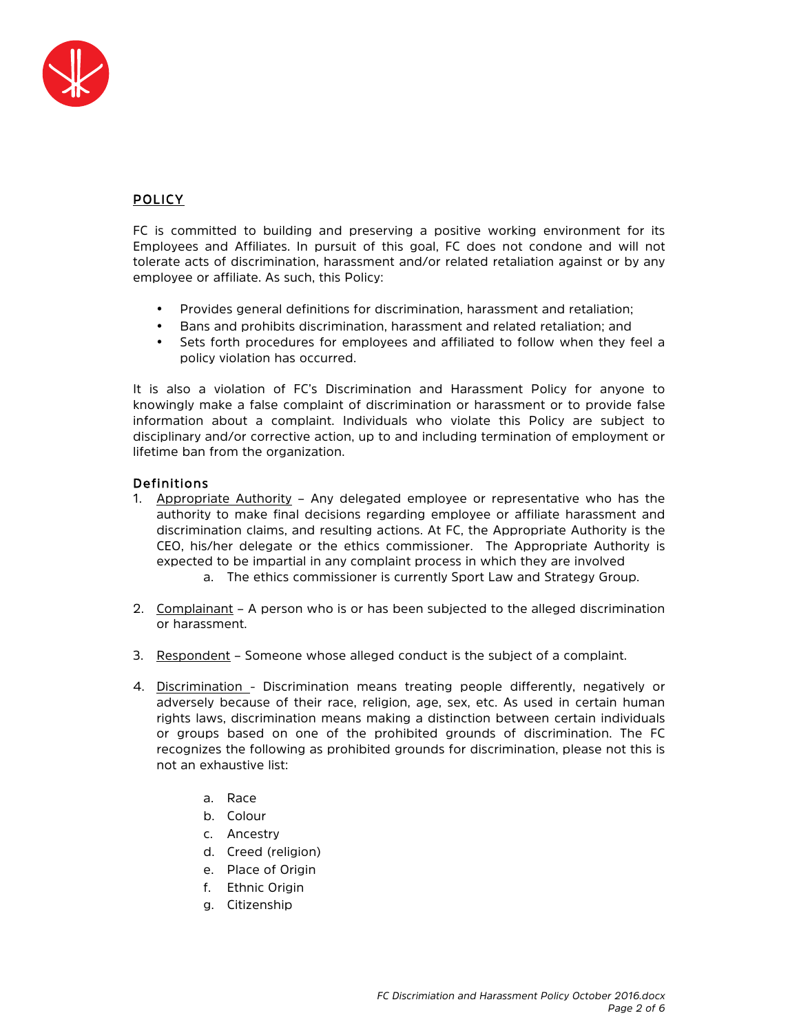## POLICY

FC is committed to building and preserving a positive working environment for its Employees and Affiliates. In pursuit of this goal, FC does not condone and will not tolerate acts of discrimination, harassment and/or related retaliation against or by any employee or affiliate. As such, this Policy:

- Provides general definitions for discrimination, harassment and retaliation;
- Bans and prohibits discrimination, harassment and related retaliation; and
- Sets forth procedures for employees and affiliated to follow when they feel a policy violation has occurred.

It is also a violation of FC's Discrimination and Harassment Policy for anyone to knowingly make a false complaint of discrimination or harassment or to provide false information about a complaint. Individuals who violate this Policy are subject to disciplinary and/or corrective action, up to and including termination of employment or lifetime ban from the organization.

### Definitions

1. Appropriate Authority – Any delegated employee or representative who has the authority to make final decisions regarding employee or affiliate harassment and discrimination claims, and resulting actions. At FC, the Appropriate Authority is the CEO, his/her delegate or the ethics commissioner. The Appropriate Authority is expected to be impartial in any complaint process in which they are involved
   a. The ethics commissioner is currently Sport Law and Strategy Group.

2. Complainant – A person who is or has been subjected to the alleged discrimination or harassment.

3. Respondent – Someone whose alleged conduct is the subject of a complaint.

4. Discrimination - Discrimination means treating people differently, negatively or adversely because of their race, religion, age, sex, etc. As used in certain human rights laws, discrimination means making a distinction between certain individuals or groups based on one of the prohibited grounds of discrimination. The FC recognizes the following as prohibited grounds for discrimination, please not this is not an exhaustive list:

   a. Race
   b. Colour
   c. Ancestry
   d. Creed (religion)
   e. Place of Origin
   f. Ethnic Origin
   g. Citizenship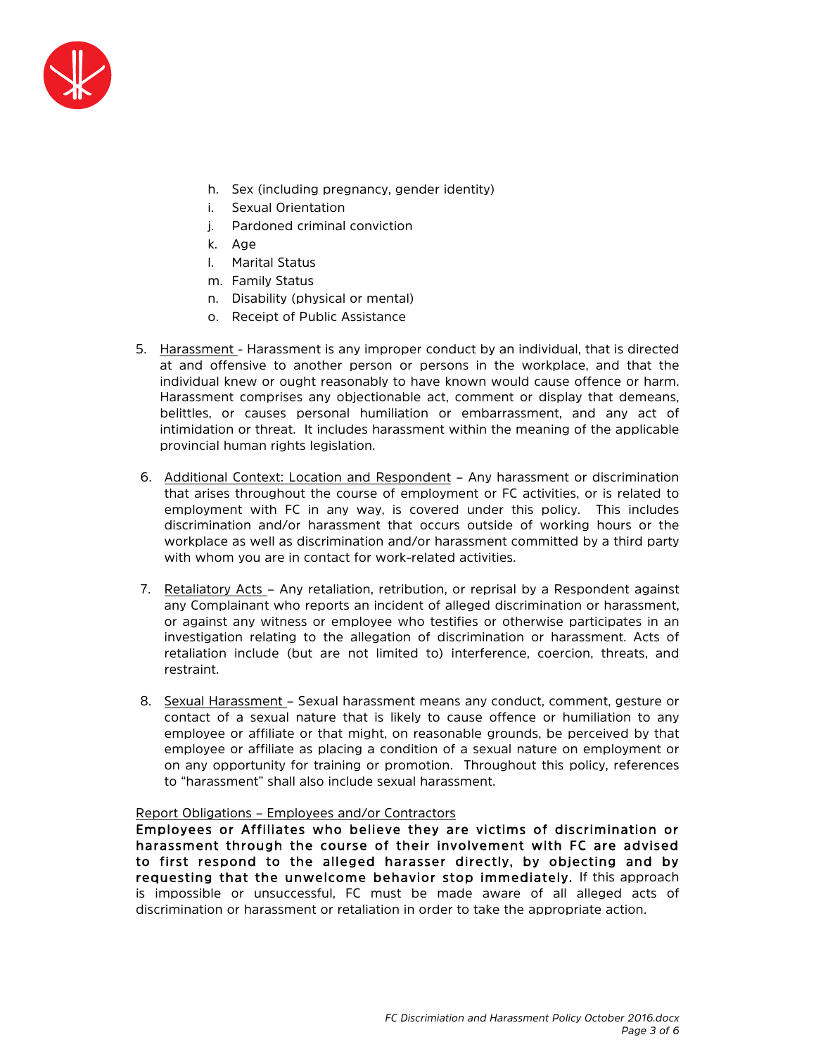h. Sex (including pregnancy, gender identity)
i. Sexual Orientation
j. Pardoned criminal conviction
k. Age
l. Marital Status
m. Family Status
n. Disability (physical or mental)
o. Receipt of Public Assistance

5. Harassment - Harassment is any improper conduct by an individual, that is directed at and offensive to another person or persons in the workplace, and that the individual knew or ought reasonably to have known would cause offence or harm. Harassment comprises any objectionable act, comment or display that demeans, belittles, or causes personal humiliation or embarrassment, and any act of intimidation or threat. It includes harassment within the meaning of the applicable provincial human rights legislation.

6. Additional Context: Location and Respondent – Any harassment or discrimination that arises throughout the course of employment or FC activities, or is related to employment with FC in any way, is covered under this policy. This includes discrimination and/or harassment that occurs outside of working hours or the workplace as well as discrimination and/or harassment committed by a third party with whom you are in contact for work-related activities.

7. Retaliatory Acts – Any retaliation, retribution, or reprisal by a Respondent against any Complainant who reports an incident of alleged discrimination or harassment, or against any witness or employee who testifies or otherwise participates in an investigation relating to the allegation of discrimination or harassment. Acts of retaliation include (but are not limited to) interference, coercion, threats, and restraint.

8. Sexual Harassment – Sexual harassment means any conduct, comment, gesture or contact of a sexual nature that is likely to cause offence or humiliation to any employee or affiliate or that might, on reasonable grounds, be perceived by that employee or affiliate as placing a condition of a sexual nature on employment or on any opportunity for training or promotion. Throughout this policy, references to "harassment" shall also include sexual harassment.

Report Obligations – Employees and/or Contractors

**Employees or Affiliates who believe they are victims of discrimination or harassment through the course of their involvement with FC are advised to first respond to the alleged harasser directly, by objecting and by requesting that the unwelcome behavior stop immediately.** If this approach is impossible or unsuccessful, FC must be made aware of all alleged acts of discrimination or harassment or retaliation in order to take the appropriate action.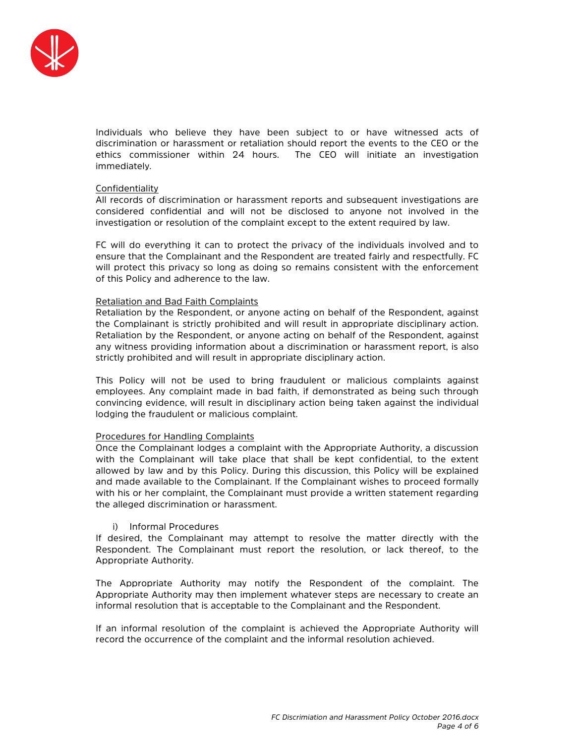Individuals who believe they have been subject to or have witnessed acts of discrimination or harassment or retaliation should report the events to the CEO or the ethics commissioner within 24 hours. The CEO will initiate an investigation immediately.

<u>Confidentiality</u>

All records of discrimination or harassment reports and subsequent investigations are considered confidential and will not be disclosed to anyone not involved in the investigation or resolution of the complaint except to the extent required by law.

FC will do everything it can to protect the privacy of the individuals involved and to ensure that the Complainant and the Respondent are treated fairly and respectfully. FC will protect this privacy so long as doing so remains consistent with the enforcement of this Policy and adherence to the law.

<u>Retaliation and Bad Faith Complaints</u>

Retaliation by the Respondent, or anyone acting on behalf of the Respondent, against the Complainant is strictly prohibited and will result in appropriate disciplinary action. Retaliation by the Respondent, or anyone acting on behalf of the Respondent, against any witness providing information about a discrimination or harassment report, is also strictly prohibited and will result in appropriate disciplinary action.

This Policy will not be used to bring fraudulent or malicious complaints against employees. Any complaint made in bad faith, if demonstrated as being such through convincing evidence, will result in disciplinary action being taken against the individual lodging the fraudulent or malicious complaint.

<u>Procedures for Handling Complaints</u>

Once the Complainant lodges a complaint with the Appropriate Authority, a discussion with the Complainant will take place that shall be kept confidential, to the extent allowed by law and by this Policy. During this discussion, this Policy will be explained and made available to the Complainant. If the Complainant wishes to proceed formally with his or her complaint, the Complainant must provide a written statement regarding the alleged discrimination or harassment.

i) Informal Procedures

If desired, the Complainant may attempt to resolve the matter directly with the Respondent. The Complainant must report the resolution, or lack thereof, to the Appropriate Authority.

The Appropriate Authority may notify the Respondent of the complaint. The Appropriate Authority may then implement whatever steps are necessary to create an informal resolution that is acceptable to the Complainant and the Respondent.

If an informal resolution of the complaint is achieved the Appropriate Authority will record the occurrence of the complaint and the informal resolution achieved.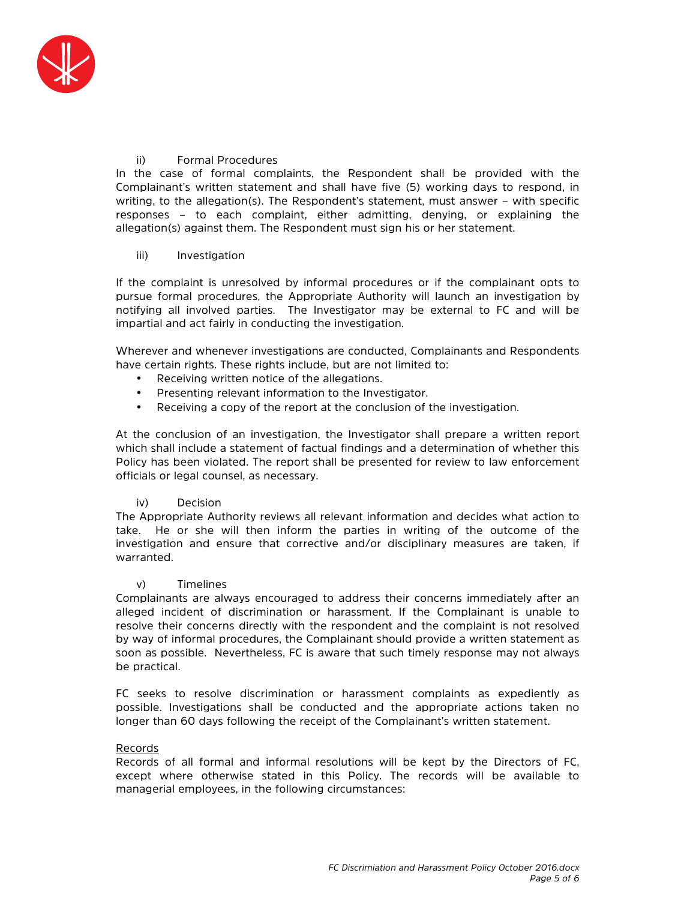ii) Formal Procedures

In the case of formal complaints, the Respondent shall be provided with the Complainant's written statement and shall have five (5) working days to respond, in writing, to the allegation(s). The Respondent's statement, must answer – with specific responses – to each complaint, either admitting, denying, or explaining the allegation(s) against them. The Respondent must sign his or her statement.

iii) Investigation

If the complaint is unresolved by informal procedures or if the complainant opts to pursue formal procedures, the Appropriate Authority will launch an investigation by notifying all involved parties. The Investigator may be external to FC and will be impartial and act fairly in conducting the investigation.

Wherever and whenever investigations are conducted, Complainants and Respondents have certain rights. These rights include, but are not limited to:

- Receiving written notice of the allegations.
- Presenting relevant information to the Investigator.
- Receiving a copy of the report at the conclusion of the investigation.

At the conclusion of an investigation, the Investigator shall prepare a written report which shall include a statement of factual findings and a determination of whether this Policy has been violated. The report shall be presented for review to law enforcement officials or legal counsel, as necessary.

iv) Decision

The Appropriate Authority reviews all relevant information and decides what action to take. He or she will then inform the parties in writing of the outcome of the investigation and ensure that corrective and/or disciplinary measures are taken, if warranted.

v) Timelines

Complainants are always encouraged to address their concerns immediately after an alleged incident of discrimination or harassment. If the Complainant is unable to resolve their concerns directly with the respondent and the complaint is not resolved by way of informal procedures, the Complainant should provide a written statement as soon as possible. Nevertheless, FC is aware that such timely response may not always be practical.

FC seeks to resolve discrimination or harassment complaints as expediently as possible. Investigations shall be conducted and the appropriate actions taken no longer than 60 days following the receipt of the Complainant's written statement.

<u>Records</u>

Records of all formal and informal resolutions will be kept by the Directors of FC, except where otherwise stated in this Policy. The records will be available to managerial employees, in the following circumstances: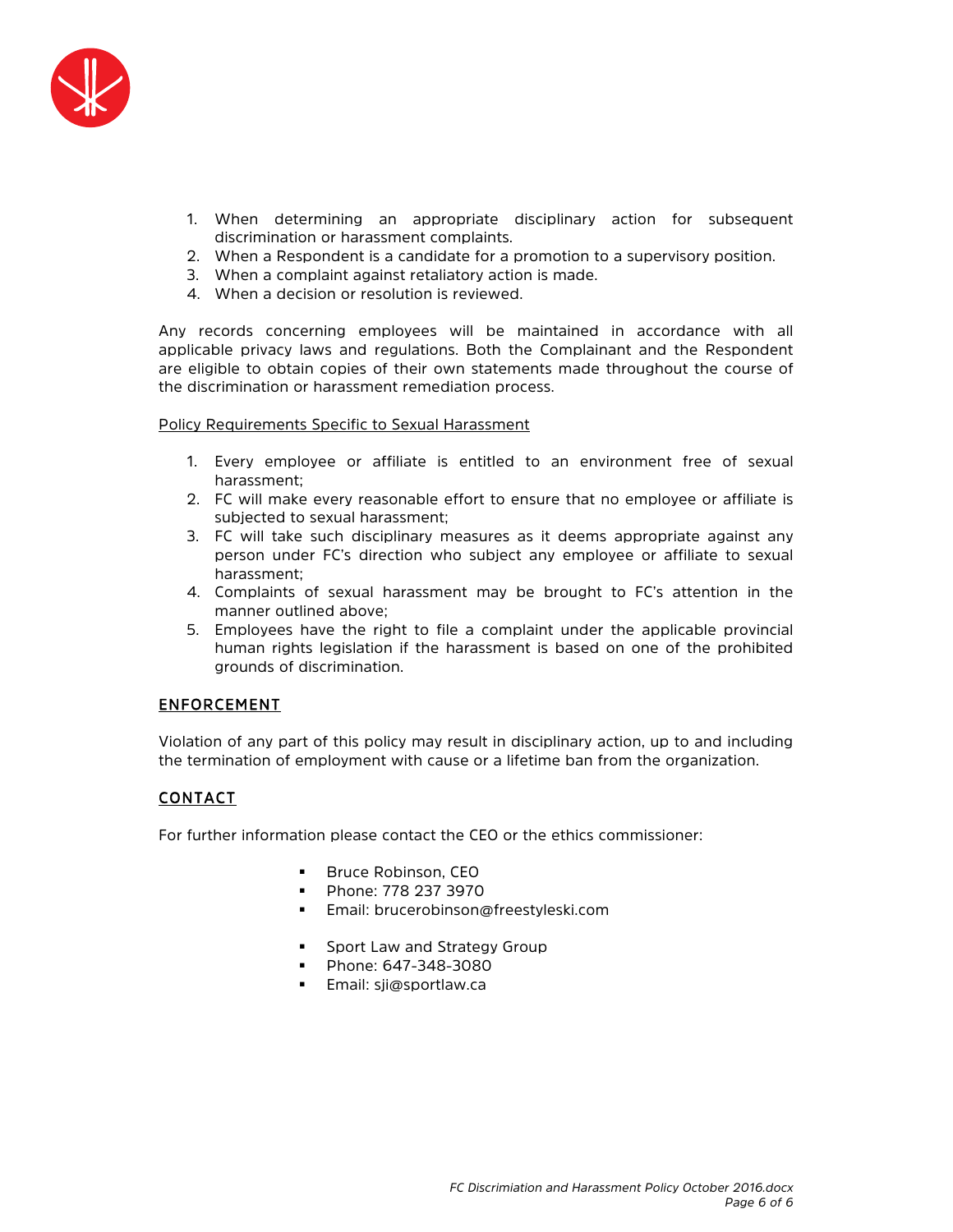1. When determining an appropriate disciplinary action for subsequent discrimination or harassment complaints.
2. When a Respondent is a candidate for a promotion to a supervisory position.
3. When a complaint against retaliatory action is made.
4. When a decision or resolution is reviewed.

Any records concerning employees will be maintained in accordance with all applicable privacy laws and regulations. Both the Complainant and the Respondent are eligible to obtain copies of their own statements made throughout the course of the discrimination or harassment remediation process.

Policy Requirements Specific to Sexual Harassment

1. Every employee or affiliate is entitled to an environment free of sexual harassment;
2. FC will make every reasonable effort to ensure that no employee or affiliate is subjected to sexual harassment;
3. FC will take such disciplinary measures as it deems appropriate against any person under FC's direction who subject any employee or affiliate to sexual harassment;
4. Complaints of sexual harassment may be brought to FC's attention in the manner outlined above;
5. Employees have the right to file a complaint under the applicable provincial human rights legislation if the harassment is based on one of the prohibited grounds of discrimination.

## ENFORCEMENT

Violation of any part of this policy may result in disciplinary action, up to and including the termination of employment with cause or a lifetime ban from the organization.

## CONTACT

For further information please contact the CEO or the ethics commissioner:

- Bruce Robinson, CEO
- Phone: 778 237 3970
- Email: brucerobinson@freestyleski.com

- Sport Law and Strategy Group
- Phone: 647-348-3080
- Email: sji@sportlaw.ca